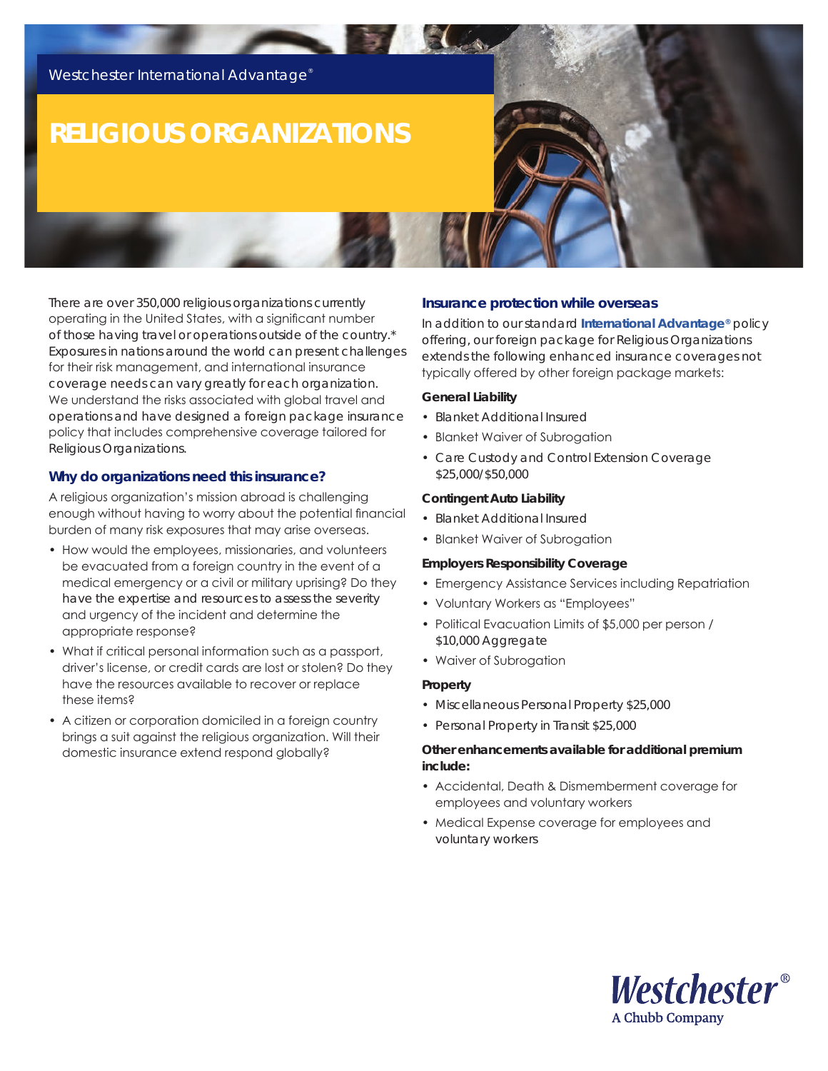Westchester International Advantage®

# RELIGIOUS ORGANIZATIONS

There are over 350,000 religious organizations currently operating in the United States, with a significant number of those having travel or operations outside of the country.* Exposures in nations around the world can present challenges for their risk management, and international insurance coverage needs can vary greatly for each organization. We understand the risks associated with global travel and operations and have designed a foreign package insurance policy that includes comprehensive coverage tailored for Religious Organizations.

## Why do organizations need this insurance?

A religious organization's mission abroad is challenging enough without having to worry about the potential financial burden of many risk exposures that may arise overseas.

- How would the employees, missionaries, and volunteers be evacuated from a foreign country in the event of a medical emergency or a civil or military uprising? Do they have the expertise and resources to assess the severity and urgency of the incident and determine the appropriate response?
- What if critical personal information such as a passport, driver's license, or credit cards are lost or stolen? Do they have the resources available to recover or replace these items?
- A citizen or corporation domiciled in a foreign country brings a suit against the religious organization. Will their domestic insurance extend respond globally?

## Insurance protection while overseas

In addition to our standard **International Advantage®** policy offering, our foreign package for Religious Organizations extends the following enhanced insurance coverages not typically offered by other foreign package markets:

### General Liability

- Blanket Additional Insured
- Blanket Waiver of Subrogation
- Care Custody and Control Extension Coverage $25,000/$50,000

### Contingent Auto Liability

- Blanket Additional Insured
- Blanket Waiver of Subrogation

### Employers Responsibility Coverage

- Emergency Assistance Services including Repatriation
- Voluntary Workers as "Employees"
- Political Evacuation Limits of $5,000 per person / $10,000 Aggregate
- Waiver of Subrogation

### Property

- Miscellaneous Personal Property $25,000
- Personal Property in Transit $25,000

### Other enhancements available for additional premium include:

- Accidental, Death & Dismemberment coverage for employees and voluntary workers
- Medical Expense coverage for employees and voluntary workers

Westchester®
A Chubb Company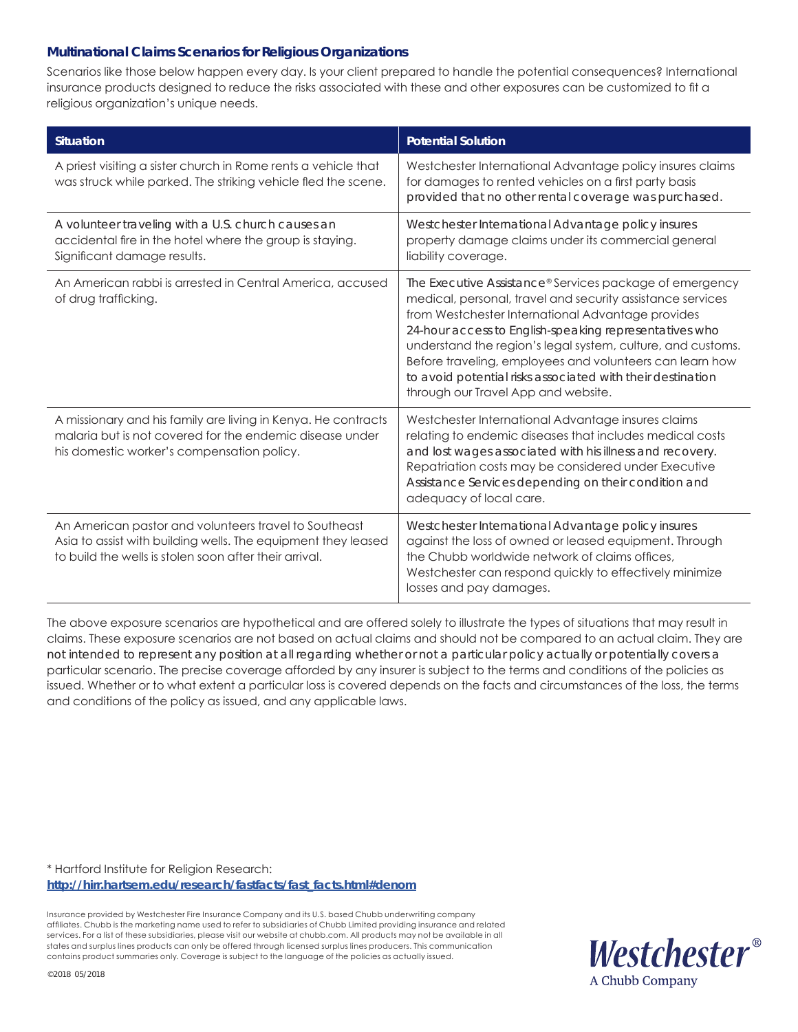### Multinational Claims Scenarios for Religious Organizations

Scenarios like those below happen every day. Is your client prepared to handle the potential consequences? International insurance products designed to reduce the risks associated with these and other exposures can be customized to fit a religious organization's unique needs.

| Situation | Potential Solution |
|---|---|
| A priest visiting a sister church in Rome rents a vehicle that was struck while parked. The striking vehicle fled the scene. | Westchester International Advantage policy insures claims for damages to rented vehicles on a first party basis provided that no other rental coverage was purchased. |
| A volunteer traveling with a U.S. church causes an accidental fire in the hotel where the group is staying. Significant damage results. | Westchester International Advantage policy insures property damage claims under its commercial general liability coverage. |
| An American rabbi is arrested in Central America, accused of drug trafficking. | The Executive Assistance® Services package of emergency medical, personal, travel and security assistance services from Westchester International Advantage provides 24-hour access to English-speaking representatives who understand the region's legal system, culture, and customs. Before traveling, employees and volunteers can learn how to avoid potential risks associated with their destination through our Travel App and website. |
| A missionary and his family are living in Kenya. He contracts malaria but is not covered for the endemic disease under his domestic worker's compensation policy. | Westchester International Advantage insures claims relating to endemic diseases that includes medical costs and lost wages associated with his illness and recovery. Repatriation costs may be considered under Executive Assistance Services depending on their condition and adequacy of local care. |
| An American pastor and volunteers travel to Southeast Asia to assist with building wells. The equipment they leased to build the wells is stolen soon after their arrival. | Westchester International Advantage policy insures against the loss of owned or leased equipment. Through the Chubb worldwide network of claims offices, Westchester can respond quickly to effectively minimize losses and pay damages. |

The above exposure scenarios are hypothetical and are offered solely to illustrate the types of situations that may result in claims. These exposure scenarios are not based on actual claims and should not be compared to an actual claim. They are not intended to represent any position at all regarding whether or not a particular policy actually or potentially covers a particular scenario. The precise coverage afforded by any insurer is subject to the terms and conditions of the policies as issued. Whether or to what extent a particular loss is covered depends on the facts and circumstances of the loss, the terms and conditions of the policy as issued, and any applicable laws.

* Hartford Institute for Religion Research:
**http://hirr.hartsem.edu/research/fastfacts/fast_facts.html#denom**

Insurance provided by Westchester Fire Insurance Company and its U.S. based Chubb underwriting company affiliates. Chubb is the marketing name used to refer to subsidiaries of Chubb Limited providing insurance and related services. For a list of these subsidiaries, please visit our website at chubb.com. All products may not be available in all states and surplus lines products can only be offered through licensed surplus lines producers. This communication contains product summaries only. Coverage is subject to the language of the policies as actually issued.

©2018 05/2018

Westchester®
A Chubb Company